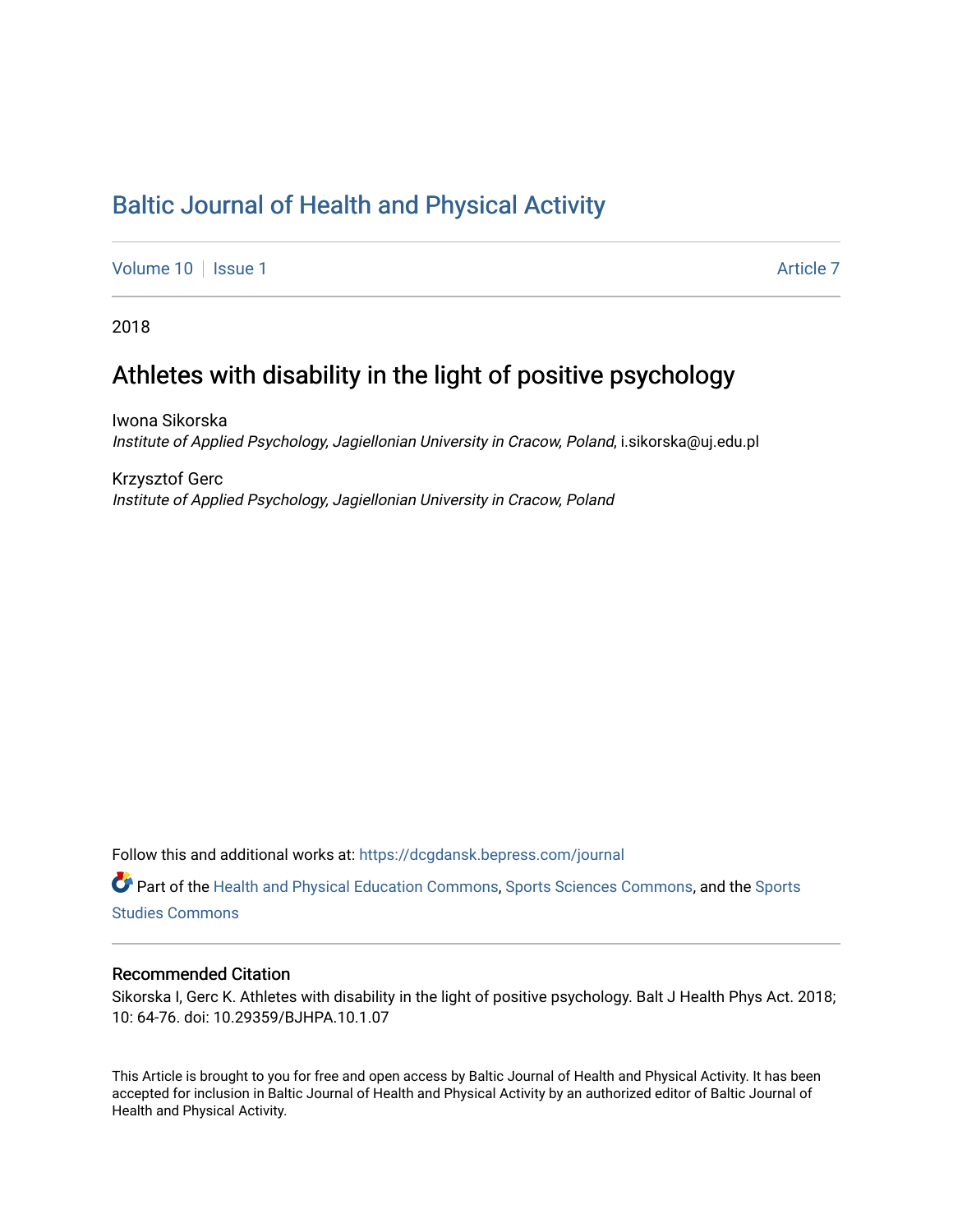# Baltic Journal of Health and Physical Activity

Volume 10 | Issue 1 | Article 7

2018

## Athletes with disability in the light of positive psychology

Iwona Sikorska
*Institute of Applied Psychology, Jagiellonian University in Cracow, Poland*, i.sikorska@uj.edu.pl

Krzysztof Gerc
*Institute of Applied Psychology, Jagiellonian University in Cracow, Poland*

Follow this and additional works at: https://dcgdansk.bepress.com/journal

Part of the Health and Physical Education Commons, Sports Sciences Commons, and the Sports Studies Commons

### Recommended Citation

Sikorska I, Gerc K. Athletes with disability in the light of positive psychology. Balt J Health Phys Act. 2018; 10: 64-76. doi: 10.29359/BJHPA.10.1.07

This Article is brought to you for free and open access by Baltic Journal of Health and Physical Activity. It has been accepted for inclusion in Baltic Journal of Health and Physical Activity by an authorized editor of Baltic Journal of Health and Physical Activity.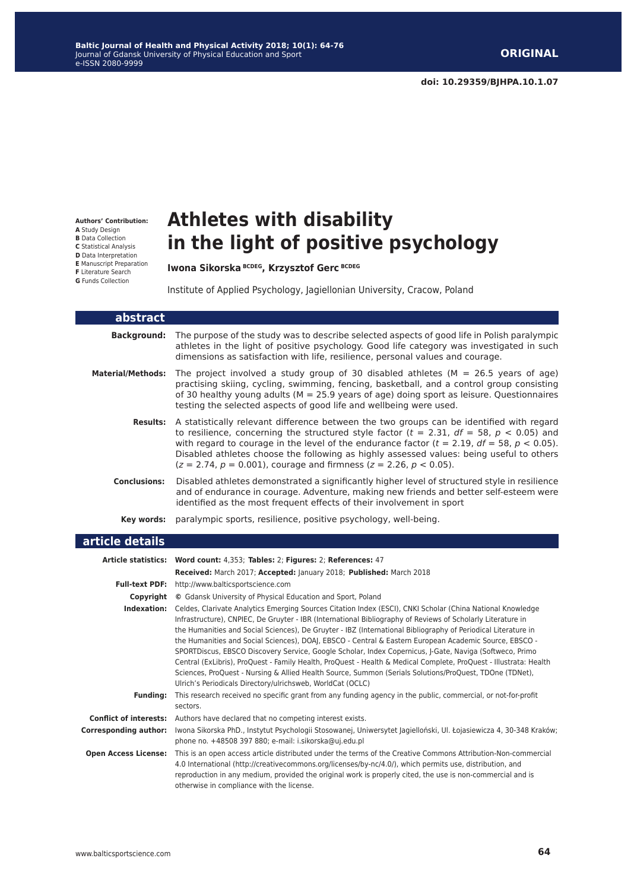# Athletes with disability in the light of positive psychology

**Iwona Sikorska** [BCDEG], **Krzysztof Gerc** [BCDEG]

Institute of Applied Psychology, Jagiellonian University, Cracow, Poland

**Authors' Contribution:**
**A** Study Design
**B** Data Collection
**C** Statistical Analysis
**D** Data Interpretation
**E** Manuscript Preparation
**F** Literature Search
**G** Funds Collection

## abstract

**Background:** The purpose of the study was to describe selected aspects of good life in Polish paralympic athletes in the light of positive psychology. Good life category was investigated in such dimensions as satisfaction with life, resilience, personal values and courage.

**Material/Methods:** The project involved a study group of 30 disabled athletes (M = 26.5 years of age) practising skiing, cycling, swimming, fencing, basketball, and a control group consisting of 30 healthy young adults (M = 25.9 years of age) doing sport as leisure. Questionnaires testing the selected aspects of good life and wellbeing were used.

**Results:** A statistically relevant difference between the two groups can be identified with regard to resilience, concerning the structured style factor ($t$ = 2.31, $df$ = 58, $p$ < 0.05) and with regard to courage in the level of the endurance factor ($t$ = 2.19, $df$ = 58, $p$ < 0.05). Disabled athletes choose the following as highly assessed values: being useful to others ($z$ = 2.74, $p$ = 0.001), courage and firmness ($z$ = 2.26, $p$ < 0.05).

**Conclusions:** Disabled athletes demonstrated a significantly higher level of structured style in resilience and of endurance in courage. Adventure, making new friends and better self-esteem were identified as the most frequent effects of their involvement in sport

**Key words:** paralympic sports, resilience, positive psychology, well-being.

## article details

**Article statistics:** **Word count:** 4,353; **Tables:** 2; **Figures:** 2; **References:** 47
**Received:** March 2017; **Accepted:** January 2018; **Published:** March 2018

**Full-text PDF:** http://www.balticsportscience.com

**Copyright** © Gdansk University of Physical Education and Sport, Poland

**Indexation:** Celdes, Clarivate Analytics Emerging Sources Citation Index (ESCI), CNKI Scholar (China National Knowledge Infrastructure), CNPIEC, De Gruyter - IBR (International Bibliography of Reviews of Scholarly Literature in the Humanities and Social Sciences), De Gruyter - IBZ (International Bibliography of Periodical Literature in the Humanities and Social Sciences), DOAJ, EBSCO - Central & Eastern European Academic Source, EBSCO - SPORTDiscus, EBSCO Discovery Service, Google Scholar, Index Copernicus, J-Gate, Naviga (Softweco, Primo Central (ExLibris), ProQuest - Family Health, ProQuest - Health & Medical Complete, ProQuest - Illustrata: Health Sciences, ProQuest - Nursing & Allied Health Source, Summon (Serials Solutions/ProQuest, TDOne (TDNet), Ulrich's Periodicals Directory/ulrichsweb, WorldCat (OCLC)

**Funding:** This research received no specific grant from any funding agency in the public, commercial, or not-for-profit sectors.

**Conflict of interests:** Authors have declared that no competing interest exists.

**Corresponding author:** Iwona Sikorska PhD., Instytut Psychologii Stosowanej, Uniwersytet Jagielloński, Ul. Łojasiewicza 4, 30-348 Kraków; phone no. +48508 397 880; e-mail: i.sikorska@uj.edu.pl

**Open Access License:** This is an open access article distributed under the terms of the Creative Commons Attribution-Non-commercial 4.0 International (http://creativecommons.org/licenses/by-nc/4.0/), which permits use, distribution, and reproduction in any medium, provided the original work is properly cited, the use is non-commercial and is otherwise in compliance with the license.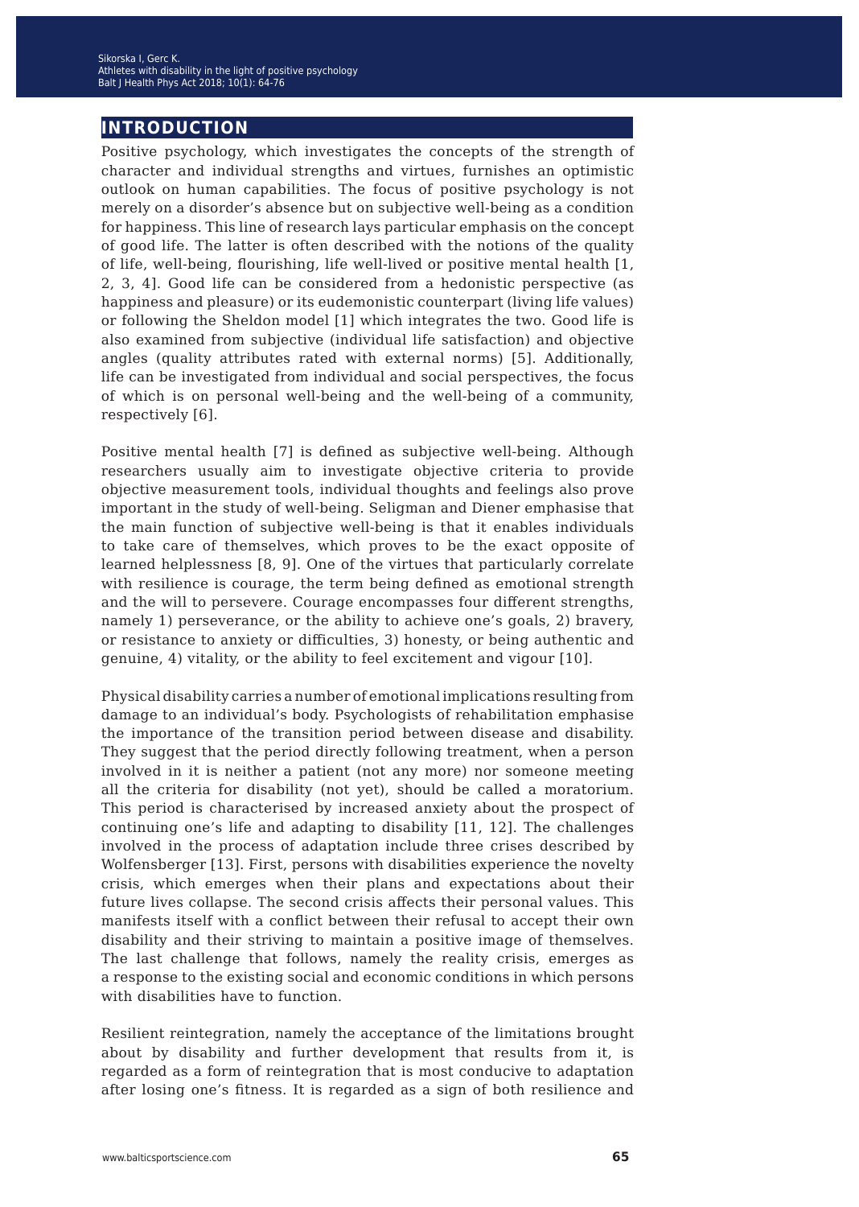## INTRODUCTION

Positive psychology, which investigates the concepts of the strength of character and individual strengths and virtues, furnishes an optimistic outlook on human capabilities. The focus of positive psychology is not merely on a disorder's absence but on subjective well-being as a condition for happiness. This line of research lays particular emphasis on the concept of good life. The latter is often described with the notions of the quality of life, well-being, flourishing, life well-lived or positive mental health [1, 2, 3, 4]. Good life can be considered from a hedonistic perspective (as happiness and pleasure) or its eudemonistic counterpart (living life values) or following the Sheldon model [1] which integrates the two. Good life is also examined from subjective (individual life satisfaction) and objective angles (quality attributes rated with external norms) [5]. Additionally, life can be investigated from individual and social perspectives, the focus of which is on personal well-being and the well-being of a community, respectively [6].

Positive mental health [7] is defined as subjective well-being. Although researchers usually aim to investigate objective criteria to provide objective measurement tools, individual thoughts and feelings also prove important in the study of well-being. Seligman and Diener emphasise that the main function of subjective well-being is that it enables individuals to take care of themselves, which proves to be the exact opposite of learned helplessness [8, 9]. One of the virtues that particularly correlate with resilience is courage, the term being defined as emotional strength and the will to persevere. Courage encompasses four different strengths, namely 1) perseverance, or the ability to achieve one's goals, 2) bravery, or resistance to anxiety or difficulties, 3) honesty, or being authentic and genuine, 4) vitality, or the ability to feel excitement and vigour [10].

Physical disability carries a number of emotional implications resulting from damage to an individual's body. Psychologists of rehabilitation emphasise the importance of the transition period between disease and disability. They suggest that the period directly following treatment, when a person involved in it is neither a patient (not any more) nor someone meeting all the criteria for disability (not yet), should be called a moratorium. This period is characterised by increased anxiety about the prospect of continuing one's life and adapting to disability [11, 12]. The challenges involved in the process of adaptation include three crises described by Wolfensberger [13]. First, persons with disabilities experience the novelty crisis, which emerges when their plans and expectations about their future lives collapse. The second crisis affects their personal values. This manifests itself with a conflict between their refusal to accept their own disability and their striving to maintain a positive image of themselves. The last challenge that follows, namely the reality crisis, emerges as a response to the existing social and economic conditions in which persons with disabilities have to function.

Resilient reintegration, namely the acceptance of the limitations brought about by disability and further development that results from it, is regarded as a form of reintegration that is most conducive to adaptation after losing one's fitness. It is regarded as a sign of both resilience and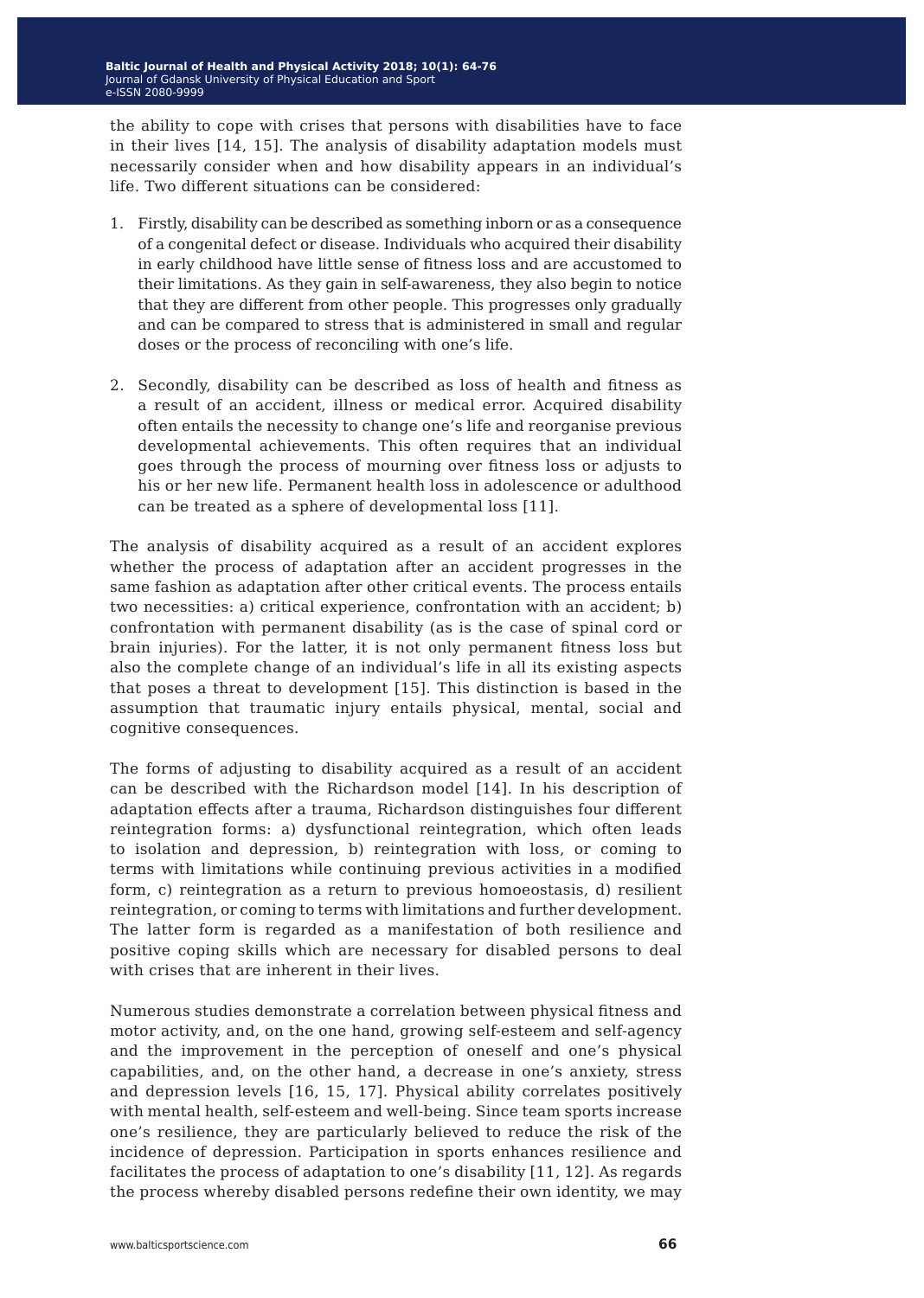the ability to cope with crises that persons with disabilities have to face in their lives [14, 15]. The analysis of disability adaptation models must necessarily consider when and how disability appears in an individual's life. Two different situations can be considered:

1. Firstly, disability can be described as something inborn or as a consequence of a congenital defect or disease. Individuals who acquired their disability in early childhood have little sense of fitness loss and are accustomed to their limitations. As they gain in self-awareness, they also begin to notice that they are different from other people. This progresses only gradually and can be compared to stress that is administered in small and regular doses or the process of reconciling with one's life.

2. Secondly, disability can be described as loss of health and fitness as a result of an accident, illness or medical error. Acquired disability often entails the necessity to change one's life and reorganise previous developmental achievements. This often requires that an individual goes through the process of mourning over fitness loss or adjusts to his or her new life. Permanent health loss in adolescence or adulthood can be treated as a sphere of developmental loss [11].

The analysis of disability acquired as a result of an accident explores whether the process of adaptation after an accident progresses in the same fashion as adaptation after other critical events. The process entails two necessities: a) critical experience, confrontation with an accident; b) confrontation with permanent disability (as is the case of spinal cord or brain injuries). For the latter, it is not only permanent fitness loss but also the complete change of an individual's life in all its existing aspects that poses a threat to development [15]. This distinction is based in the assumption that traumatic injury entails physical, mental, social and cognitive consequences.

The forms of adjusting to disability acquired as a result of an accident can be described with the Richardson model [14]. In his description of adaptation effects after a trauma, Richardson distinguishes four different reintegration forms: a) dysfunctional reintegration, which often leads to isolation and depression, b) reintegration with loss, or coming to terms with limitations while continuing previous activities in a modified form, c) reintegration as a return to previous homoeostasis, d) resilient reintegration, or coming to terms with limitations and further development. The latter form is regarded as a manifestation of both resilience and positive coping skills which are necessary for disabled persons to deal with crises that are inherent in their lives.

Numerous studies demonstrate a correlation between physical fitness and motor activity, and, on the one hand, growing self-esteem and self-agency and the improvement in the perception of oneself and one's physical capabilities, and, on the other hand, a decrease in one's anxiety, stress and depression levels [16, 15, 17]. Physical ability correlates positively with mental health, self-esteem and well-being. Since team sports increase one's resilience, they are particularly believed to reduce the risk of the incidence of depression. Participation in sports enhances resilience and facilitates the process of adaptation to one's disability [11, 12]. As regards the process whereby disabled persons redefine their own identity, we may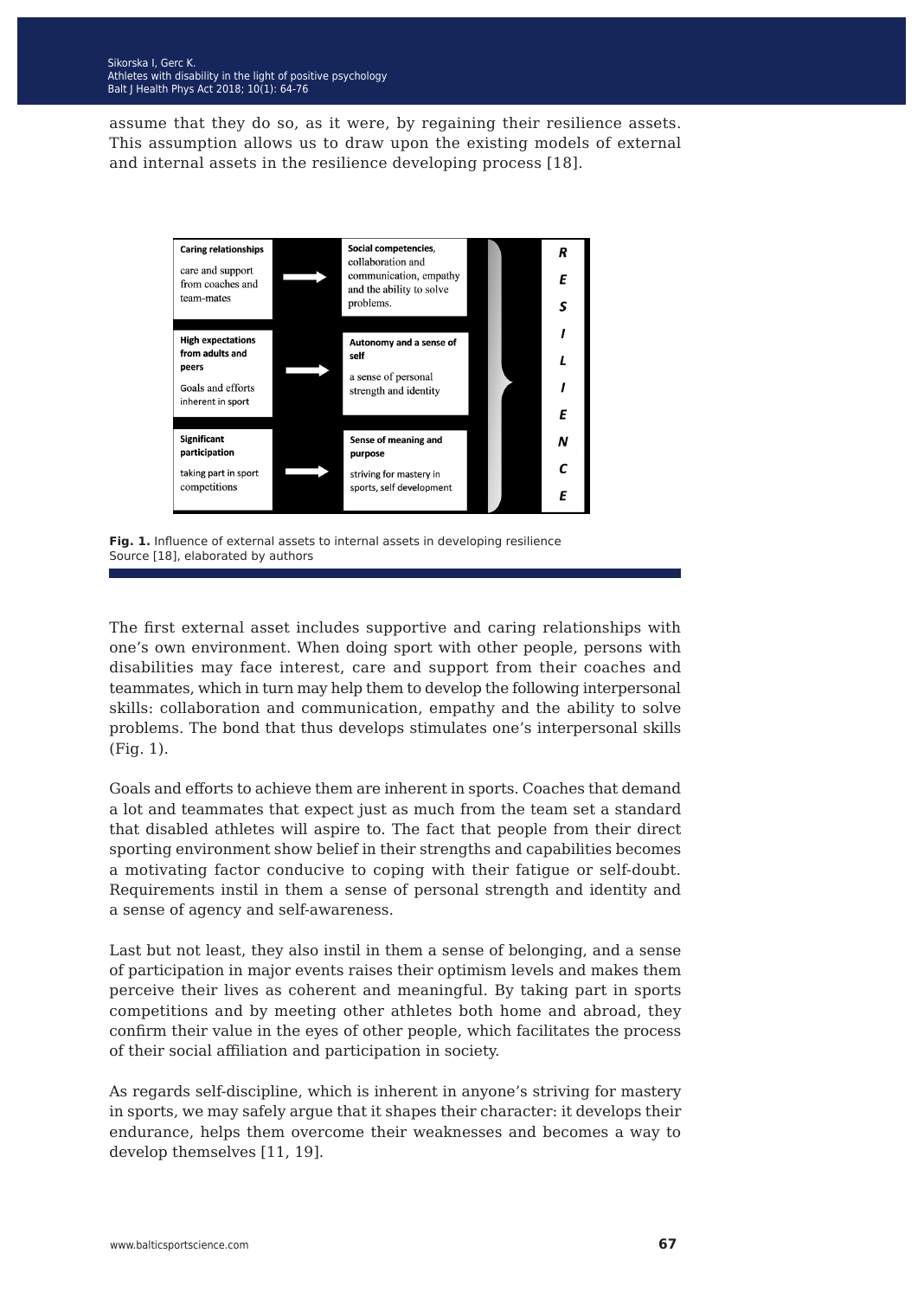assume that they do so, as it were, by regaining their resilience assets. This assumption allows us to draw upon the existing models of external and internal assets in the resilience developing process [18].

| External assets | | Internal assets | |
|---|---|---|---|
| **Caring relationships** care and support from coaches and team-mates | → | **Social competencies**, collaboration and communication, empathy and the ability to solve problems. | RESILIENCE |
| **High expectations from adults and peers** Goals and efforts inherent in sport | → | **Autonomy and a sense of self** a sense of personal strength and identity | |
| **Significant participation** taking part in sport competitions | → | **Sense of meaning and purpose** striving for mastery in sports, self development | |

**Fig. 1.** Influence of external assets to internal assets in developing resilience
Source [18], elaborated by authors

The first external asset includes supportive and caring relationships with one's own environment. When doing sport with other people, persons with disabilities may face interest, care and support from their coaches and teammates, which in turn may help them to develop the following interpersonal skills: collaboration and communication, empathy and the ability to solve problems. The bond that thus develops stimulates one's interpersonal skills (Fig. 1).

Goals and efforts to achieve them are inherent in sports. Coaches that demand a lot and teammates that expect just as much from the team set a standard that disabled athletes will aspire to. The fact that people from their direct sporting environment show belief in their strengths and capabilities becomes a motivating factor conducive to coping with their fatigue or self-doubt. Requirements instil in them a sense of personal strength and identity and a sense of agency and self-awareness.

Last but not least, they also instil in them a sense of belonging, and a sense of participation in major events raises their optimism levels and makes them perceive their lives as coherent and meaningful. By taking part in sports competitions and by meeting other athletes both home and abroad, they confirm their value in the eyes of other people, which facilitates the process of their social affiliation and participation in society.

As regards self-discipline, which is inherent in anyone's striving for mastery in sports, we may safely argue that it shapes their character: it develops their endurance, helps them overcome their weaknesses and becomes a way to develop themselves [11, 19].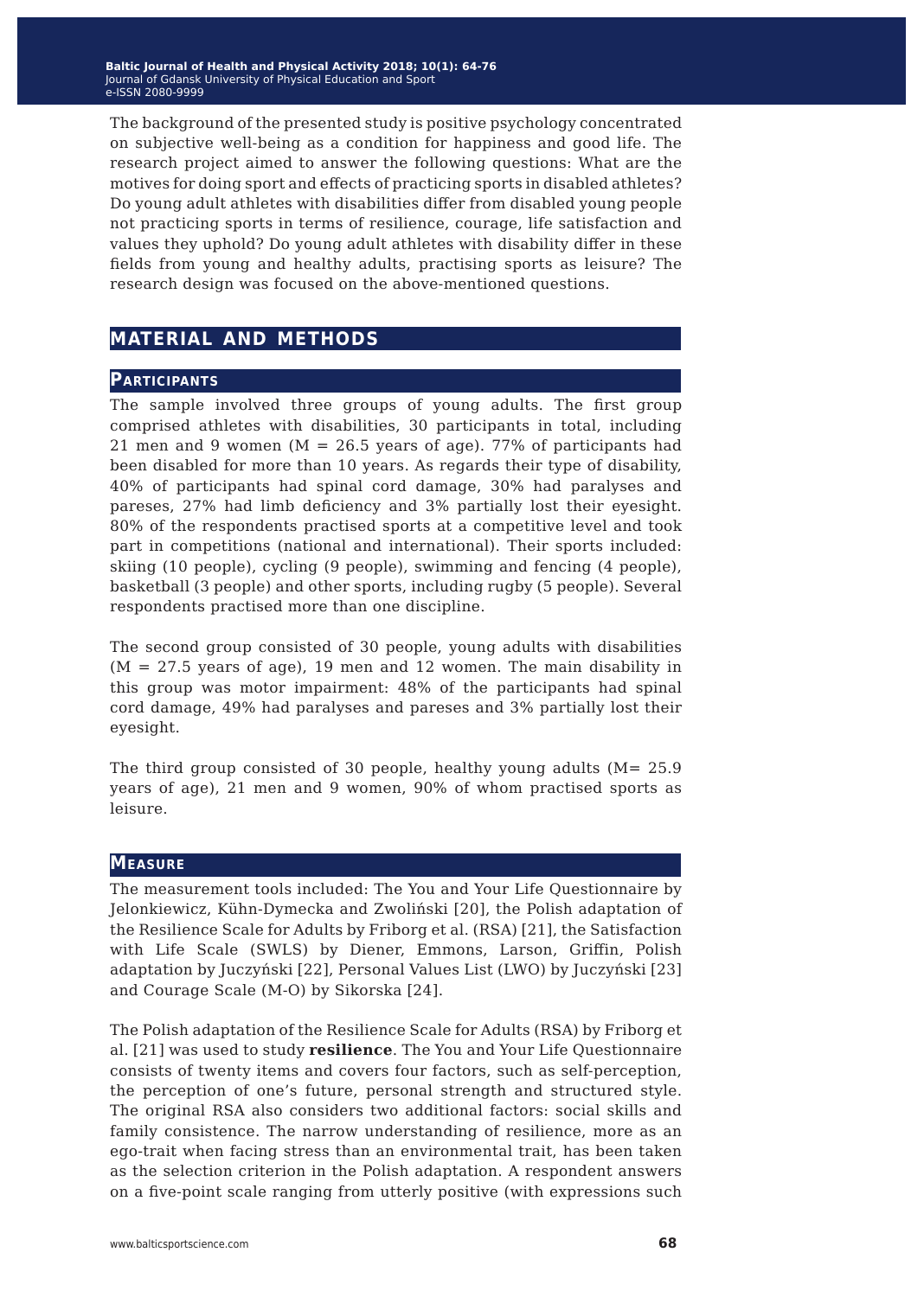The background of the presented study is positive psychology concentrated on subjective well-being as a condition for happiness and good life. The research project aimed to answer the following questions: What are the motives for doing sport and effects of practicing sports in disabled athletes? Do young adult athletes with disabilities differ from disabled young people not practicing sports in terms of resilience, courage, life satisfaction and values they uphold? Do young adult athletes with disability differ in these fields from young and healthy adults, practising sports as leisure? The research design was focused on the above-mentioned questions.

## MATERIAL AND METHODS

### Participants

The sample involved three groups of young adults. The first group comprised athletes with disabilities, 30 participants in total, including 21 men and 9 women (M = 26.5 years of age). 77% of participants had been disabled for more than 10 years. As regards their type of disability, 40% of participants had spinal cord damage, 30% had paralyses and pareses, 27% had limb deficiency and 3% partially lost their eyesight. 80% of the respondents practised sports at a competitive level and took part in competitions (national and international). Their sports included: skiing (10 people), cycling (9 people), swimming and fencing (4 people), basketball (3 people) and other sports, including rugby (5 people). Several respondents practised more than one discipline.

The second group consisted of 30 people, young adults with disabilities (M = 27.5 years of age), 19 men and 12 women. The main disability in this group was motor impairment: 48% of the participants had spinal cord damage, 49% had paralyses and pareses and 3% partially lost their eyesight.

The third group consisted of 30 people, healthy young adults (M= 25.9 years of age), 21 men and 9 women, 90% of whom practised sports as leisure.

### Measure

The measurement tools included: The You and Your Life Questionnaire by Jelonkiewicz, Kühn-Dymecka and Zwoliński [20], the Polish adaptation of the Resilience Scale for Adults by Friborg et al. (RSA) [21], the Satisfaction with Life Scale (SWLS) by Diener, Emmons, Larson, Griffin, Polish adaptation by Juczyński [22], Personal Values List (LWO) by Juczyński [23] and Courage Scale (M-O) by Sikorska [24].

The Polish adaptation of the Resilience Scale for Adults (RSA) by Friborg et al. [21] was used to study **resilience**. The You and Your Life Questionnaire consists of twenty items and covers four factors, such as self-perception, the perception of one's future, personal strength and structured style. The original RSA also considers two additional factors: social skills and family consistence. The narrow understanding of resilience, more as an ego-trait when facing stress than an environmental trait, has been taken as the selection criterion in the Polish adaptation. A respondent answers on a five-point scale ranging from utterly positive (with expressions such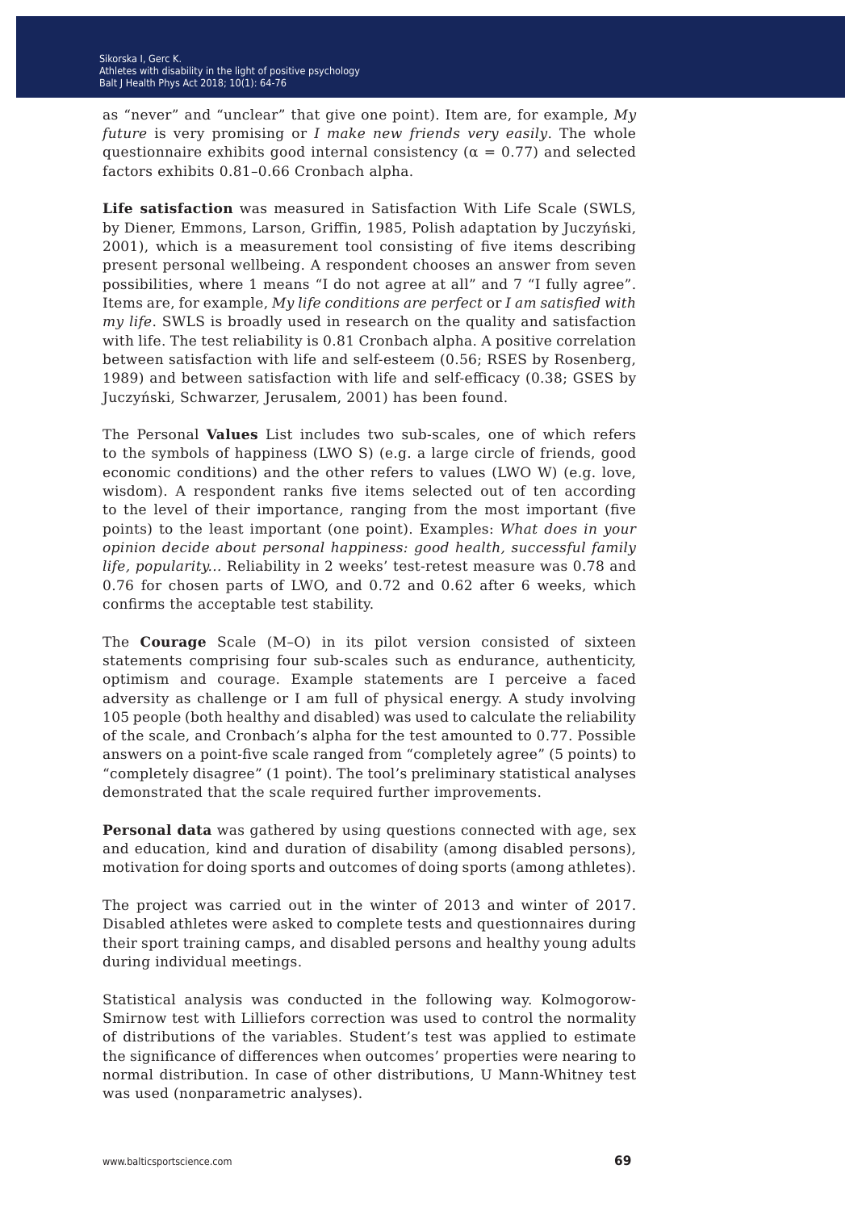as "never" and "unclear" that give one point). Item are, for example, *My future* is very promising or *I make new friends very easily*. The whole questionnaire exhibits good internal consistency ($\alpha = 0.77$) and selected factors exhibits 0.81–0.66 Cronbach alpha.

**Life satisfaction** was measured in Satisfaction With Life Scale (SWLS, by Diener, Emmons, Larson, Griffin, 1985, Polish adaptation by Juczyński, 2001), which is a measurement tool consisting of five items describing present personal wellbeing. A respondent chooses an answer from seven possibilities, where 1 means "I do not agree at all" and 7 "I fully agree". Items are, for example, *My life conditions are perfect* or *I am satisfied with my life*. SWLS is broadly used in research on the quality and satisfaction with life. The test reliability is 0.81 Cronbach alpha. A positive correlation between satisfaction with life and self-esteem (0.56; RSES by Rosenberg, 1989) and between satisfaction with life and self-efficacy (0.38; GSES by Juczyński, Schwarzer, Jerusalem, 2001) has been found.

The Personal **Values** List includes two sub-scales, one of which refers to the symbols of happiness (LWO S) (e.g. a large circle of friends, good economic conditions) and the other refers to values (LWO W) (e.g. love, wisdom). A respondent ranks five items selected out of ten according to the level of their importance, ranging from the most important (five points) to the least important (one point). Examples: *What does in your opinion decide about personal happiness: good health, successful family life, popularity...* Reliability in 2 weeks' test-retest measure was 0.78 and 0.76 for chosen parts of LWO, and 0.72 and 0.62 after 6 weeks, which confirms the acceptable test stability.

The **Courage** Scale (M–O) in its pilot version consisted of sixteen statements comprising four sub-scales such as endurance, authenticity, optimism and courage. Example statements are I perceive a faced adversity as challenge or I am full of physical energy. A study involving 105 people (both healthy and disabled) was used to calculate the reliability of the scale, and Cronbach's alpha for the test amounted to 0.77. Possible answers on a point-five scale ranged from "completely agree" (5 points) to "completely disagree" (1 point). The tool's preliminary statistical analyses demonstrated that the scale required further improvements.

**Personal data** was gathered by using questions connected with age, sex and education, kind and duration of disability (among disabled persons), motivation for doing sports and outcomes of doing sports (among athletes).

The project was carried out in the winter of 2013 and winter of 2017. Disabled athletes were asked to complete tests and questionnaires during their sport training camps, and disabled persons and healthy young adults during individual meetings.

Statistical analysis was conducted in the following way. Kolmogorow-Smirnow test with Lilliefors correction was used to control the normality of distributions of the variables. Student's test was applied to estimate the significance of differences when outcomes' properties were nearing to normal distribution. In case of other distributions, U Mann-Whitney test was used (nonparametric analyses).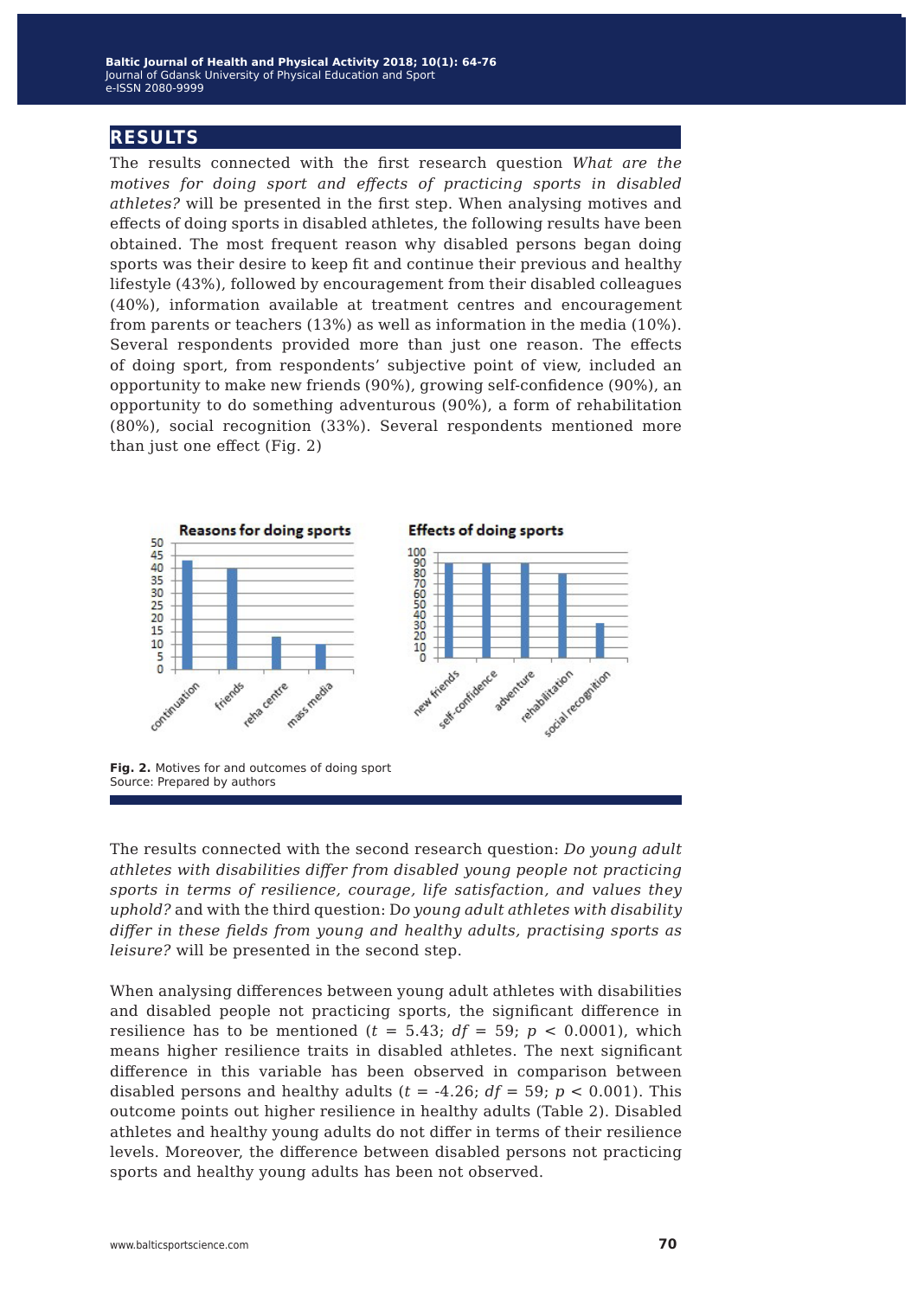## RESULTS

The results connected with the first research question *What are the motives for doing sport and effects of practicing sports in disabled athletes?* will be presented in the first step. When analysing motives and effects of doing sports in disabled athletes, the following results have been obtained. The most frequent reason why disabled persons began doing sports was their desire to keep fit and continue their previous and healthy lifestyle (43%), followed by encouragement from their disabled colleagues (40%), information available at treatment centres and encouragement from parents or teachers (13%) as well as information in the media (10%). Several respondents provided more than just one reason. The effects of doing sport, from respondents' subjective point of view, included an opportunity to make new friends (90%), growing self-confidence (90%), an opportunity to do something adventurous (90%), a form of rehabilitation (80%), social recognition (33%). Several respondents mentioned more than just one effect (Fig. 2)

**Fig. 2.** Motives for and outcomes of doing sport
Source: Prepared by authors

The results connected with the second research question: *Do young adult athletes with disabilities differ from disabled young people not practicing sports in terms of resilience, courage, life satisfaction, and values they uphold?* and with the third question: D*o young adult athletes with disability differ in these fields from young and healthy adults, practising sports as leisure?* will be presented in the second step.

When analysing differences between young adult athletes with disabilities and disabled people not practicing sports, the significant difference in resilience has to be mentioned ($t$ = 5.43; $df$ = 59; $p$ < 0.0001), which means higher resilience traits in disabled athletes. The next significant difference in this variable has been observed in comparison between disabled persons and healthy adults ($t$ = -4.26; $df$ = 59; $p$ < 0.001). This outcome points out higher resilience in healthy adults (Table 2). Disabled athletes and healthy young adults do not differ in terms of their resilience levels. Moreover, the difference between disabled persons not practicing sports and healthy young adults has been not observed.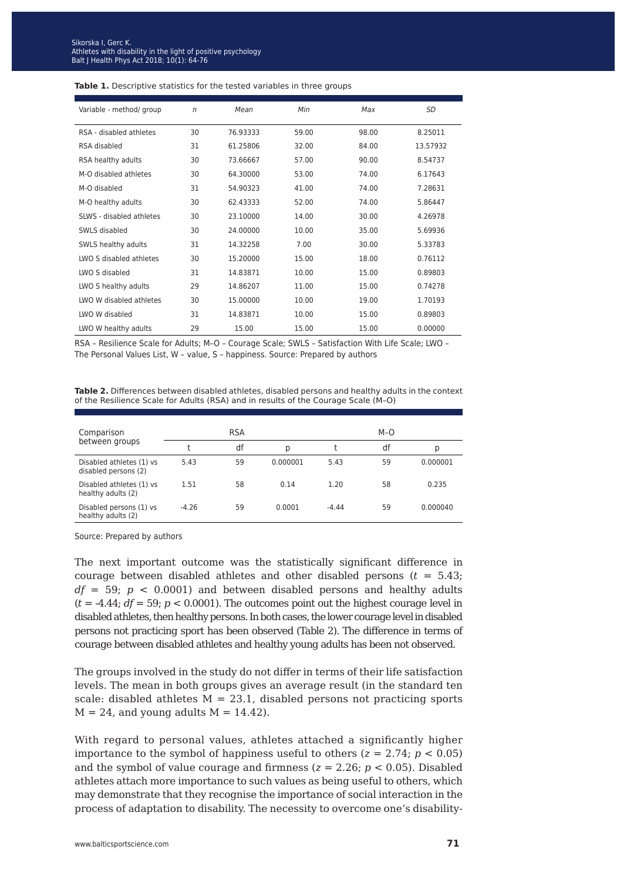**Table 1.** Descriptive statistics for the tested variables in three groups

| Variable - method/ group | *n* | *Mean* | *Min* | *Max* | *SD* |
|---|---|---|---|---|---|
| RSA - disabled athletes | 30 | 76.93333 | 59.00 | 98.00 | 8.25011 |
| RSA disabled | 31 | 61.25806 | 32.00 | 84.00 | 13.57932 |
| RSA healthy adults | 30 | 73.66667 | 57.00 | 90.00 | 8.54737 |
| M-O disabled athletes | 30 | 64.30000 | 53.00 | 74.00 | 6.17643 |
| M-O disabled | 31 | 54.90323 | 41.00 | 74.00 | 7.28631 |
| M-O healthy adults | 30 | 62.43333 | 52.00 | 74.00 | 5.86447 |
| SLWS - disabled athletes | 30 | 23.10000 | 14.00 | 30.00 | 4.26978 |
| SWLS disabled | 30 | 24.00000 | 10.00 | 35.00 | 5.69936 |
| SWLS healthy adults | 31 | 14.32258 | 7.00 | 30.00 | 5.33783 |
| LWO S disabled athletes | 30 | 15.20000 | 15.00 | 18.00 | 0.76112 |
| LWO S disabled | 31 | 14.83871 | 10.00 | 15.00 | 0.89803 |
| LWO S healthy adults | 29 | 14.86207 | 11.00 | 15.00 | 0.74278 |
| LWO W disabled athletes | 30 | 15.00000 | 10.00 | 19.00 | 1.70193 |
| LWO W disabled | 31 | 14.83871 | 10.00 | 15.00 | 0.89803 |
| LWO W healthy adults | 29 | 15.00 | 15.00 | 15.00 | 0.00000 |

RSA – Resilience Scale for Adults; M–O – Courage Scale; SWLS – Satisfaction With Life Scale; LWO – The Personal Values List, W – value, S – happiness. Source: Prepared by authors

**Table 2.** Differences between disabled athletes, disabled persons and healthy adults in the context of the Resilience Scale for Adults (RSA) and in results of the Courage Scale (M–O)

| Comparison between groups | RSA | | | M–O | | |
|---|---|---|---|---|---|---|
| | t | df | p | t | df | p |
| Disabled athletes (1) vs disabled persons (2) | 5.43 | 59 | 0.000001 | 5.43 | 59 | 0.000001 |
| Disabled athletes (1) vs healthy adults (2) | 1.51 | 58 | 0.14 | 1.20 | 58 | 0.235 |
| Disabled persons (1) vs healthy adults (2) | -4.26 | 59 | 0.0001 | -4.44 | 59 | 0.000040 |

Source: Prepared by authors

The next important outcome was the statistically significant difference in courage between disabled athletes and other disabled persons ($t$ = 5.43; $df$ = 59; $p$ < 0.0001) and between disabled persons and healthy adults ($t$ = -4.44; $df$ = 59; $p$ < 0.0001). The outcomes point out the highest courage level in disabled athletes, then healthy persons. In both cases, the lower courage level in disabled persons not practicing sport has been observed (Table 2). The difference in terms of courage between disabled athletes and healthy young adults has been not observed.

The groups involved in the study do not differ in terms of their life satisfaction levels. The mean in both groups gives an average result (in the standard ten scale: disabled athletes M = 23.1, disabled persons not practicing sports M = 24, and young adults M = 14.42).

With regard to personal values, athletes attached a significantly higher importance to the symbol of happiness useful to others ($z$ = 2.74; $p$ < 0.05) and the symbol of value courage and firmness ($z$ = 2.26; $p$ < 0.05). Disabled athletes attach more importance to such values as being useful to others, which may demonstrate that they recognise the importance of social interaction in the process of adaptation to disability. The necessity to overcome one's disability-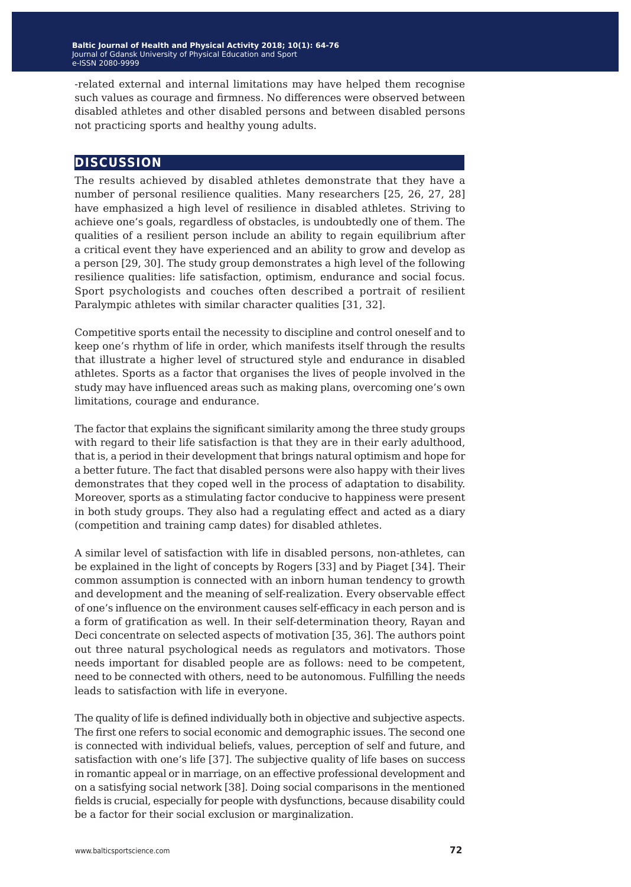-related external and internal limitations may have helped them recognise such values as courage and firmness. No differences were observed between disabled athletes and other disabled persons and between disabled persons not practicing sports and healthy young adults.

## DISCUSSION

The results achieved by disabled athletes demonstrate that they have a number of personal resilience qualities. Many researchers [25, 26, 27, 28] have emphasized a high level of resilience in disabled athletes. Striving to achieve one's goals, regardless of obstacles, is undoubtedly one of them. The qualities of a resilient person include an ability to regain equilibrium after a critical event they have experienced and an ability to grow and develop as a person [29, 30]. The study group demonstrates a high level of the following resilience qualities: life satisfaction, optimism, endurance and social focus. Sport psychologists and couches often described a portrait of resilient Paralympic athletes with similar character qualities [31, 32].

Competitive sports entail the necessity to discipline and control oneself and to keep one's rhythm of life in order, which manifests itself through the results that illustrate a higher level of structured style and endurance in disabled athletes. Sports as a factor that organises the lives of people involved in the study may have influenced areas such as making plans, overcoming one's own limitations, courage and endurance.

The factor that explains the significant similarity among the three study groups with regard to their life satisfaction is that they are in their early adulthood, that is, a period in their development that brings natural optimism and hope for a better future. The fact that disabled persons were also happy with their lives demonstrates that they coped well in the process of adaptation to disability. Moreover, sports as a stimulating factor conducive to happiness were present in both study groups. They also had a regulating effect and acted as a diary (competition and training camp dates) for disabled athletes.

A similar level of satisfaction with life in disabled persons, non-athletes, can be explained in the light of concepts by Rogers [33] and by Piaget [34]. Their common assumption is connected with an inborn human tendency to growth and development and the meaning of self-realization. Every observable effect of one's influence on the environment causes self-efficacy in each person and is a form of gratification as well. In their self-determination theory, Rayan and Deci concentrate on selected aspects of motivation [35, 36]. The authors point out three natural psychological needs as regulators and motivators. Those needs important for disabled people are as follows: need to be competent, need to be connected with others, need to be autonomous. Fulfilling the needs leads to satisfaction with life in everyone.

The quality of life is defined individually both in objective and subjective aspects. The first one refers to social economic and demographic issues. The second one is connected with individual beliefs, values, perception of self and future, and satisfaction with one's life [37]. The subjective quality of life bases on success in romantic appeal or in marriage, on an effective professional development and on a satisfying social network [38]. Doing social comparisons in the mentioned fields is crucial, especially for people with dysfunctions, because disability could be a factor for their social exclusion or marginalization.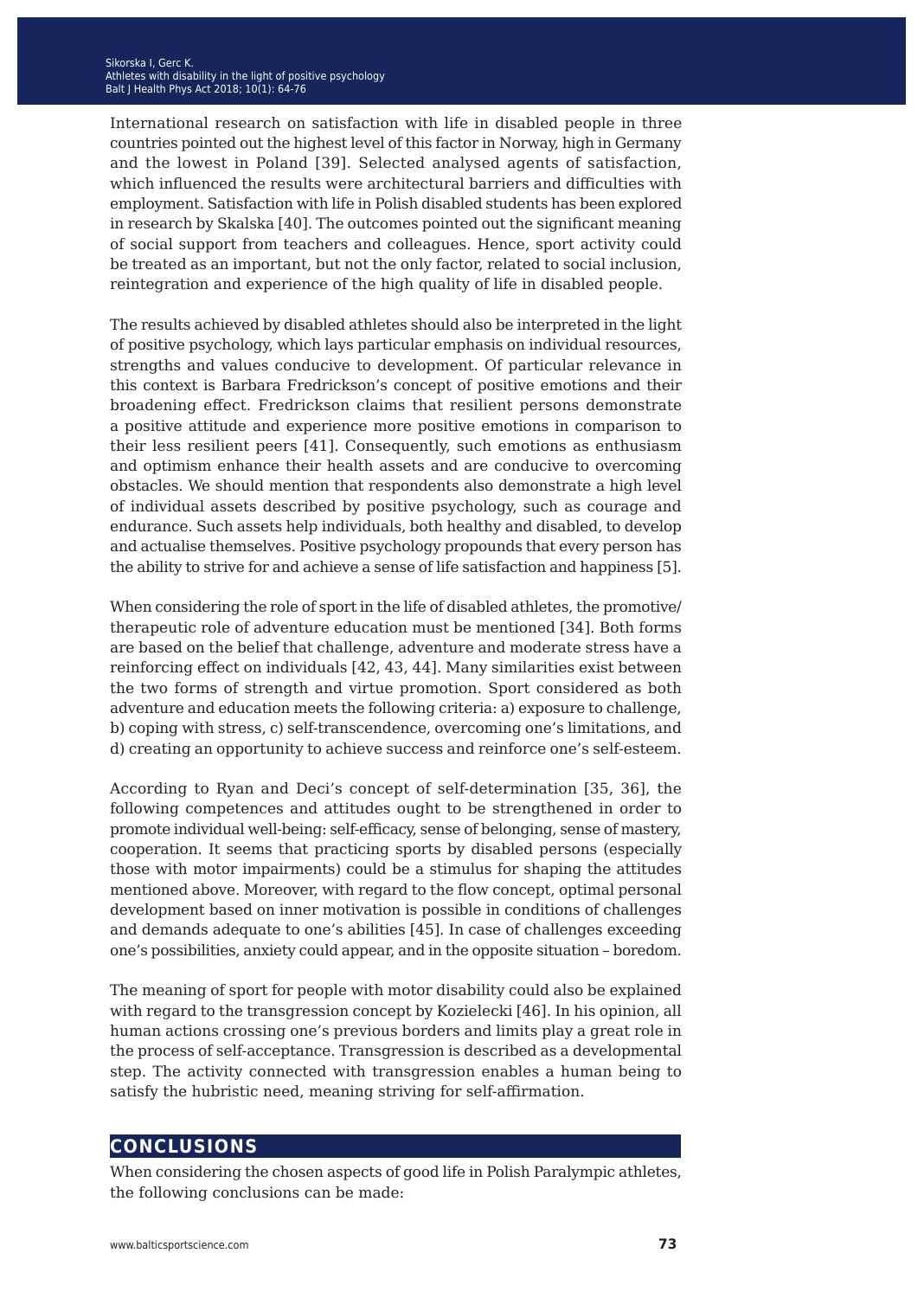International research on satisfaction with life in disabled people in three countries pointed out the highest level of this factor in Norway, high in Germany and the lowest in Poland [39]. Selected analysed agents of satisfaction, which influenced the results were architectural barriers and difficulties with employment. Satisfaction with life in Polish disabled students has been explored in research by Skalska [40]. The outcomes pointed out the significant meaning of social support from teachers and colleagues. Hence, sport activity could be treated as an important, but not the only factor, related to social inclusion, reintegration and experience of the high quality of life in disabled people.

The results achieved by disabled athletes should also be interpreted in the light of positive psychology, which lays particular emphasis on individual resources, strengths and values conducive to development. Of particular relevance in this context is Barbara Fredrickson's concept of positive emotions and their broadening effect. Fredrickson claims that resilient persons demonstrate a positive attitude and experience more positive emotions in comparison to their less resilient peers [41]. Consequently, such emotions as enthusiasm and optimism enhance their health assets and are conducive to overcoming obstacles. We should mention that respondents also demonstrate a high level of individual assets described by positive psychology, such as courage and endurance. Such assets help individuals, both healthy and disabled, to develop and actualise themselves. Positive psychology propounds that every person has the ability to strive for and achieve a sense of life satisfaction and happiness [5].

When considering the role of sport in the life of disabled athletes, the promotive/therapeutic role of adventure education must be mentioned [34]. Both forms are based on the belief that challenge, adventure and moderate stress have a reinforcing effect on individuals [42, 43, 44]. Many similarities exist between the two forms of strength and virtue promotion. Sport considered as both adventure and education meets the following criteria: a) exposure to challenge, b) coping with stress, c) self-transcendence, overcoming one's limitations, and d) creating an opportunity to achieve success and reinforce one's self-esteem.

According to Ryan and Deci's concept of self-determination [35, 36], the following competences and attitudes ought to be strengthened in order to promote individual well-being: self-efficacy, sense of belonging, sense of mastery, cooperation. It seems that practicing sports by disabled persons (especially those with motor impairments) could be a stimulus for shaping the attitudes mentioned above. Moreover, with regard to the flow concept, optimal personal development based on inner motivation is possible in conditions of challenges and demands adequate to one's abilities [45]. In case of challenges exceeding one's possibilities, anxiety could appear, and in the opposite situation – boredom.

The meaning of sport for people with motor disability could also be explained with regard to the transgression concept by Kozielecki [46]. In his opinion, all human actions crossing one's previous borders and limits play a great role in the process of self-acceptance. Transgression is described as a developmental step. The activity connected with transgression enables a human being to satisfy the hubristic need, meaning striving for self-affirmation.

## CONCLUSIONS

When considering the chosen aspects of good life in Polish Paralympic athletes, the following conclusions can be made: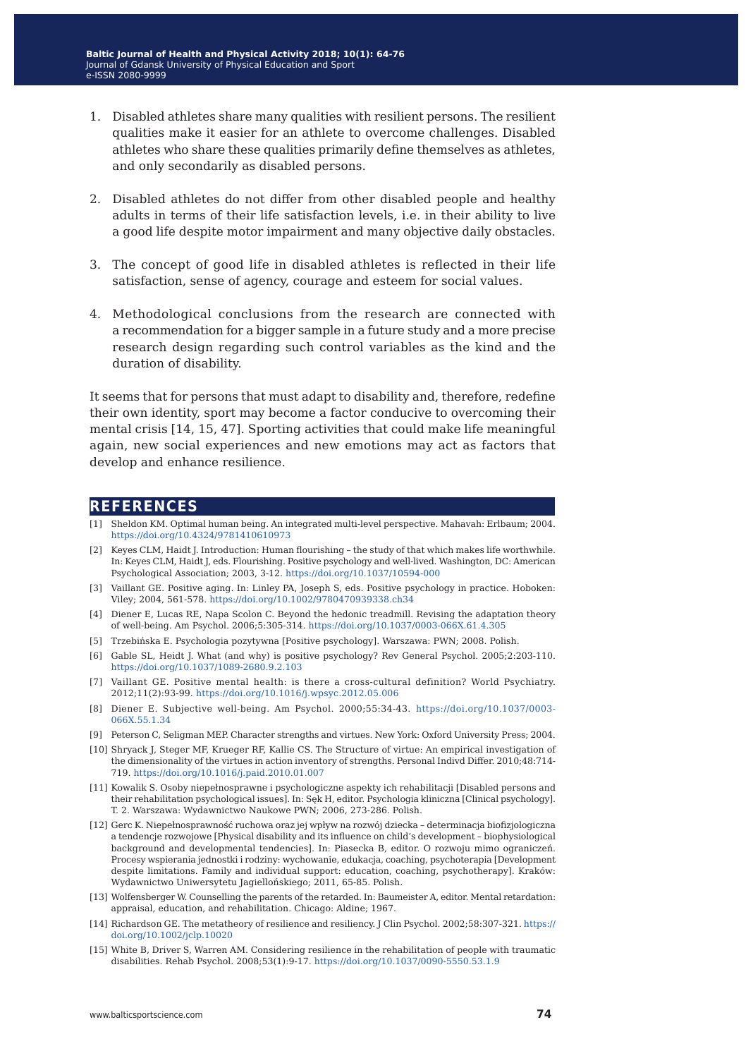1. Disabled athletes share many qualities with resilient persons. The resilient qualities make it easier for an athlete to overcome challenges. Disabled athletes who share these qualities primarily define themselves as athletes, and only secondarily as disabled persons.

2. Disabled athletes do not differ from other disabled people and healthy adults in terms of their life satisfaction levels, i.e. in their ability to live a good life despite motor impairment and many objective daily obstacles.

3. The concept of good life in disabled athletes is reflected in their life satisfaction, sense of agency, courage and esteem for social values.

4. Methodological conclusions from the research are connected with a recommendation for a bigger sample in a future study and a more precise research design regarding such control variables as the kind and the duration of disability.

It seems that for persons that must adapt to disability and, therefore, redefine their own identity, sport may become a factor conducive to overcoming their mental crisis [14, 15, 47]. Sporting activities that could make life meaningful again, new social experiences and new emotions may act as factors that develop and enhance resilience.

## REFERENCES

[1] Sheldon KM. Optimal human being. An integrated multi-level perspective. Mahavah: Erlbaum; 2004. https://doi.org/10.4324/9781410610973

[2] Keyes CLM, Haidt J. Introduction: Human flourishing – the study of that which makes life worthwhile. In: Keyes CLM, Haidt J, eds. Flourishing. Positive psychology and well-lived. Washington, DC: American Psychological Association; 2003, 3-12. https://doi.org/10.1037/10594-000

[3] Vaillant GE. Positive aging. In: Linley PA, Joseph S, eds. Positive psychology in practice. Hoboken: Viley; 2004, 561-578. https://doi.org/10.1002/9780470939338.ch34

[4] Diener E, Lucas RE, Napa Scolon C. Beyond the hedonic treadmill. Revising the adaptation theory of well-being. Am Psychol. 2006;5:305-314. https://doi.org/10.1037/0003-066X.61.4.305

[5] Trzebińska E. Psychologia pozytywna [Positive psychology]. Warszawa: PWN; 2008. Polish.

[6] Gable SL, Heidt J. What (and why) is positive psychology? Rev General Psychol. 2005;2:203-110. https://doi.org/10.1037/1089-2680.9.2.103

[7] Vaillant GE. Positive mental health: is there a cross-cultural definition? World Psychiatry. 2012;11(2):93-99. https://doi.org/10.1016/j.wpsyc.2012.05.006

[8] Diener E. Subjective well-being. Am Psychol. 2000;55:34-43. https://doi.org/10.1037/0003-066X.55.1.34

[9] Peterson C, Seligman MEP. Character strengths and virtues. New York: Oxford University Press; 2004.

[10] Shryack J, Steger MF, Krueger RF, Kallie CS. The Structure of virtue: An empirical investigation of the dimensionality of the virtues in action inventory of strengths. Personal Indivd Differ. 2010;48:714-719. https://doi.org/10.1016/j.paid.2010.01.007

[11] Kowalik S. Osoby niepełnosprawne i psychologiczne aspekty ich rehabilitacji [Disabled persons and their rehabilitation psychological issues]. In: Sęk H, editor. Psychologia kliniczna [Clinical psychology]. T. 2. Warszawa: Wydawnictwo Naukowe PWN; 2006, 273-286. Polish.

[12] Gerc K. Niepełnosprawność ruchowa oraz jej wpływ na rozwój dziecka – determinacja biofizjologiczna a tendencje rozwojowe [Physical disability and its influence on child's development – biophysiological background and developmental tendencies]. In: Piasecka B, editor. O rozwoju mimo ograniczeń. Procesy wspierania jednostki i rodziny: wychowanie, edukacja, coaching, psychoterapia [Development despite limitations. Family and individual support: education, coaching, psychotherapy]. Kraków: Wydawnictwo Uniwersytetu Jagiellońskiego; 2011, 65-85. Polish.

[13] Wolfensberger W. Counselling the parents of the retarded. In: Baumeister A, editor. Mental retardation: appraisal, education, and rehabilitation. Chicago: Aldine; 1967.

[14] Richardson GE. The metatheory of resilience and resiliency. J Clin Psychol. 2002;58:307-321. https://doi.org/10.1002/jclp.10020

[15] White B, Driver S, Warren AM. Considering resilience in the rehabilitation of people with traumatic disabilities. Rehab Psychol. 2008;53(1):9-17. https://doi.org/10.1037/0090-5550.53.1.9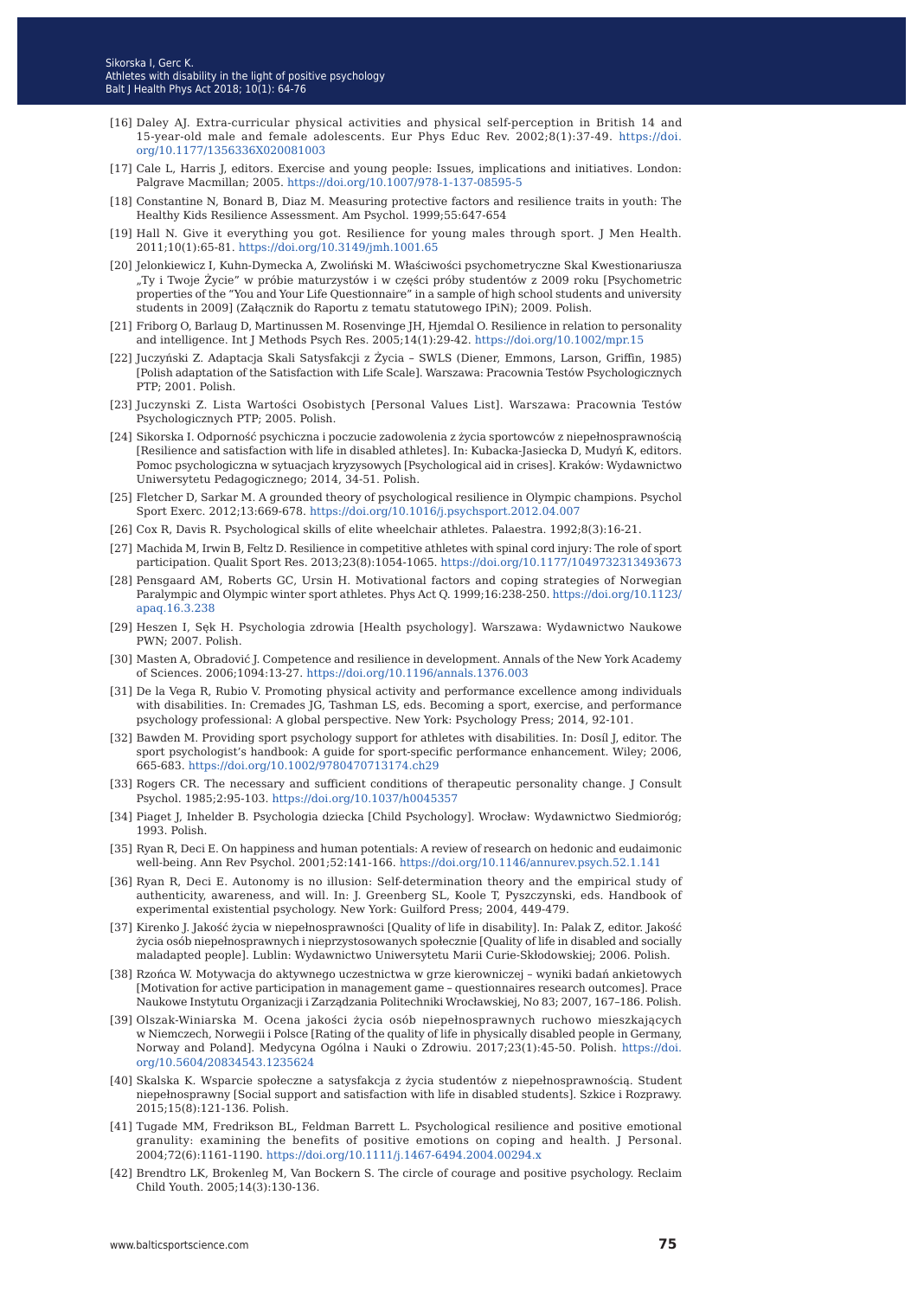[16] Daley AJ. Extra-curricular physical activities and physical self-perception in British 14 and 15-year-old male and female adolescents. Eur Phys Educ Rev. 2002;8(1):37-49. https://doi.org/10.1177/1356336X020081003

[17] Cale L, Harris J, editors. Exercise and young people: Issues, implications and initiatives. London: Palgrave Macmillan; 2005. https://doi.org/10.1007/978-1-137-08595-5

[18] Constantine N, Bonard B, Diaz M. Measuring protective factors and resilience traits in youth: The Healthy Kids Resilience Assessment. Am Psychol. 1999;55:647-654

[19] Hall N. Give it everything you got. Resilience for young males through sport. J Men Health. 2011;10(1):65-81. https://doi.org/10.3149/jmh.1001.65

[20] Jelonkiewicz I, Kuhn-Dymecka A, Zwoliński M. Właściwości psychometryczne Skal Kwestionariusza „Ty i Twoje Życie" w próbie maturzystów i w części próby studentów z 2009 roku [Psychometric properties of the "You and Your Life Questionnaire" in a sample of high school students and university students in 2009] (Załącznik do Raportu z tematu statutowego IPiN); 2009. Polish.

[21] Friborg O, Barlaug D, Martinussen M. Rosenvinge JH, Hjemdal O. Resilience in relation to personality and intelligence. Int J Methods Psych Res. 2005;14(1):29-42. https://doi.org/10.1002/mpr.15

[22] Juczyński Z. Adaptacja Skali Satysfakcji z Życia – SWLS (Diener, Emmons, Larson, Griffin, 1985) [Polish adaptation of the Satisfaction with Life Scale]. Warszawa: Pracownia Testów Psychologicznych PTP; 2001. Polish.

[23] Juczynski Z. Lista Wartości Osobistych [Personal Values List]. Warszawa: Pracownia Testów Psychologicznych PTP; 2005. Polish.

[24] Sikorska I. Odporność psychiczna i poczucie zadowolenia z życia sportowców z niepełnosprawnością [Resilience and satisfaction with life in disabled athletes]. In: Kubacka-Jasiecka D, Mudyń K, editors. Pomoc psychologiczna w sytuacjach kryzysowych [Psychological aid in crises]. Kraków: Wydawnictwo Uniwersytetu Pedagogicznego; 2014, 34-51. Polish.

[25] Fletcher D, Sarkar M. A grounded theory of psychological resilience in Olympic champions. Psychol Sport Exerc. 2012;13:669-678. https://doi.org/10.1016/j.psychsport.2012.04.007

[26] Cox R, Davis R. Psychological skills of elite wheelchair athletes. Palaestra. 1992;8(3):16-21.

[27] Machida M, Irwin B, Feltz D. Resilience in competitive athletes with spinal cord injury: The role of sport participation. Qualit Sport Res. 2013;23(8):1054-1065. https://doi.org/10.1177/1049732313493673

[28] Pensgaard AM, Roberts GC, Ursin H. Motivational factors and coping strategies of Norwegian Paralympic and Olympic winter sport athletes. Phys Act Q. 1999;16:238-250. https://doi.org/10.1123/apaq.16.3.238

[29] Heszen I, Sęk H. Psychologia zdrowia [Health psychology]. Warszawa: Wydawnictwo Naukowe PWN; 2007. Polish.

[30] Masten A, Obradović J. Competence and resilience in development. Annals of the New York Academy of Sciences. 2006;1094:13-27. https://doi.org/10.1196/annals.1376.003

[31] De la Vega R, Rubio V. Promoting physical activity and performance excellence among individuals with disabilities. In: Cremades JG, Tashman LS, eds. Becoming a sport, exercise, and performance psychology professional: A global perspective. New York: Psychology Press; 2014, 92-101.

[32] Bawden M. Providing sport psychology support for athletes with disabilities. In: Dosíl J, editor. The sport psychologist's handbook: A guide for sport-specific performance enhancement. Wiley; 2006, 665-683. https://doi.org/10.1002/9780470713174.ch29

[33] Rogers CR. The necessary and sufficient conditions of therapeutic personality change. J Consult Psychol. 1985;2:95-103. https://doi.org/10.1037/h0045357

[34] Piaget J, Inhelder B. Psychologia dziecka [Child Psychology]. Wrocław: Wydawnictwo Siedmioróg; 1993. Polish.

[35] Ryan R, Deci E. On happiness and human potentials: A review of research on hedonic and eudaimonic well-being. Ann Rev Psychol. 2001;52:141-166. https://doi.org/10.1146/annurev.psych.52.1.141

[36] Ryan R, Deci E. Autonomy is no illusion: Self-determination theory and the empirical study of authenticity, awareness, and will. In: J. Greenberg SL, Koole T, Pyszczynski, eds. Handbook of experimental existential psychology. New York: Guilford Press; 2004, 449-479.

[37] Kirenko J. Jakość życia w niepełnosprawności [Quality of life in disability]. In: Palak Z, editor. Jakość życia osób niepełnosprawnych i nieprzystosowanych społecznie [Quality of life in disabled and socially maladapted people]. Lublin: Wydawnictwo Uniwersytetu Marii Curie-Skłodowskiej; 2006. Polish.

[38] Rzońca W. Motywacja do aktywnego uczestnictwa w grze kierowniczej – wyniki badań ankietowych [Motivation for active participation in management game – questionnaires research outcomes]. Prace Naukowe Instytutu Organizacji i Zarządzania Politechniki Wrocławskiej, No 83; 2007, 167–186. Polish.

[39] Olszak-Winiarska M. Ocena jakości życia osób niepełnosprawnych ruchowo mieszkających w Niemczech, Norwegii i Polsce [Rating of the quality of life in physically disabled people in Germany, Norway and Poland]. Medycyna Ogólna i Nauki o Zdrowiu. 2017;23(1):45-50. Polish. https://doi.org/10.5604/20834543.1235624

[40] Skalska K. Wsparcie społeczne a satysfakcja z życia studentów z niepełnosprawnością. Student niepełnosprawny [Social support and satisfaction with life in disabled students]. Szkice i Rozprawy. 2015;15(8):121-136. Polish.

[41] Tugade MM, Fredrikson BL, Feldman Barrett L. Psychological resilience and positive emotional granulity: examining the benefits of positive emotions on coping and health. J Personal. 2004;72(6):1161-1190. https://doi.org/10.1111/j.1467-6494.2004.00294.x

[42] Brendtro LK, Brokenleg M, Van Bockern S. The circle of courage and positive psychology. Reclaim Child Youth. 2005;14(3):130-136.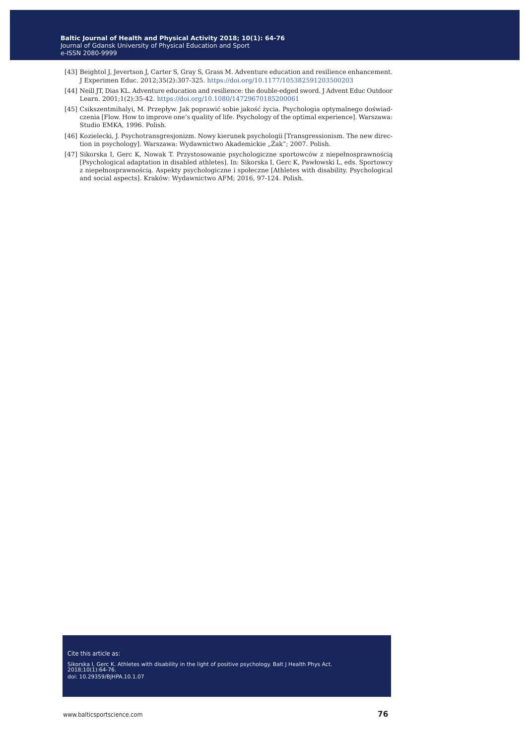[43] Beightol J, Jevertson J, Carter S, Gray S, Grass M. Adventure education and resilience enhancement. J Experimen Educ. 2012;35(2):307-325. https://doi.org/10.1177/105382591203500203

[44] Neill JT, Dias KL. Adventure education and resilience: the double-edged sword. J Advent Educ Outdoor Learn. 2001;1(2):35-42. https://doi.org/10.1080/14729670185200061

[45] Csikszentmihalyi, M. Przepływ. Jak poprawić sobie jakość życia. Psychologia optymalnego doświadczenia [Flow. How to improve one's quality of life. Psychology of the optimal experience]. Warszawa: Studio EMKA, 1996. Polish.

[46] Kozielecki, J. Psychotransgresjonizm. Nowy kierunek psychologii [Transgressionism. The new direction in psychology]. Warszawa: Wydawnictwo Akademickie „Żak"; 2007. Polish.

[47] Sikorska I, Gerc K, Nowak T. Przystosowanie psychologiczne sportowców z niepełnosprawnością [Psychological adaptation in disabled athletes]. In: Sikorska I, Gerc K, Pawłowski L, eds. Sportowcy z niepełnosprawnością. Aspekty psychologiczne i społeczne [Athletes with disability. Psychological and social aspects]. Kraków: Wydawnictwo AFM; 2016, 97-124. Polish.

Cite this article as:

Sikorska I, Gerc K. Athletes with disability in the light of positive psychology. Balt J Health Phys Act. 2018;10(1):64-76.
doi: 10.29359/BJHPA.10.1.07